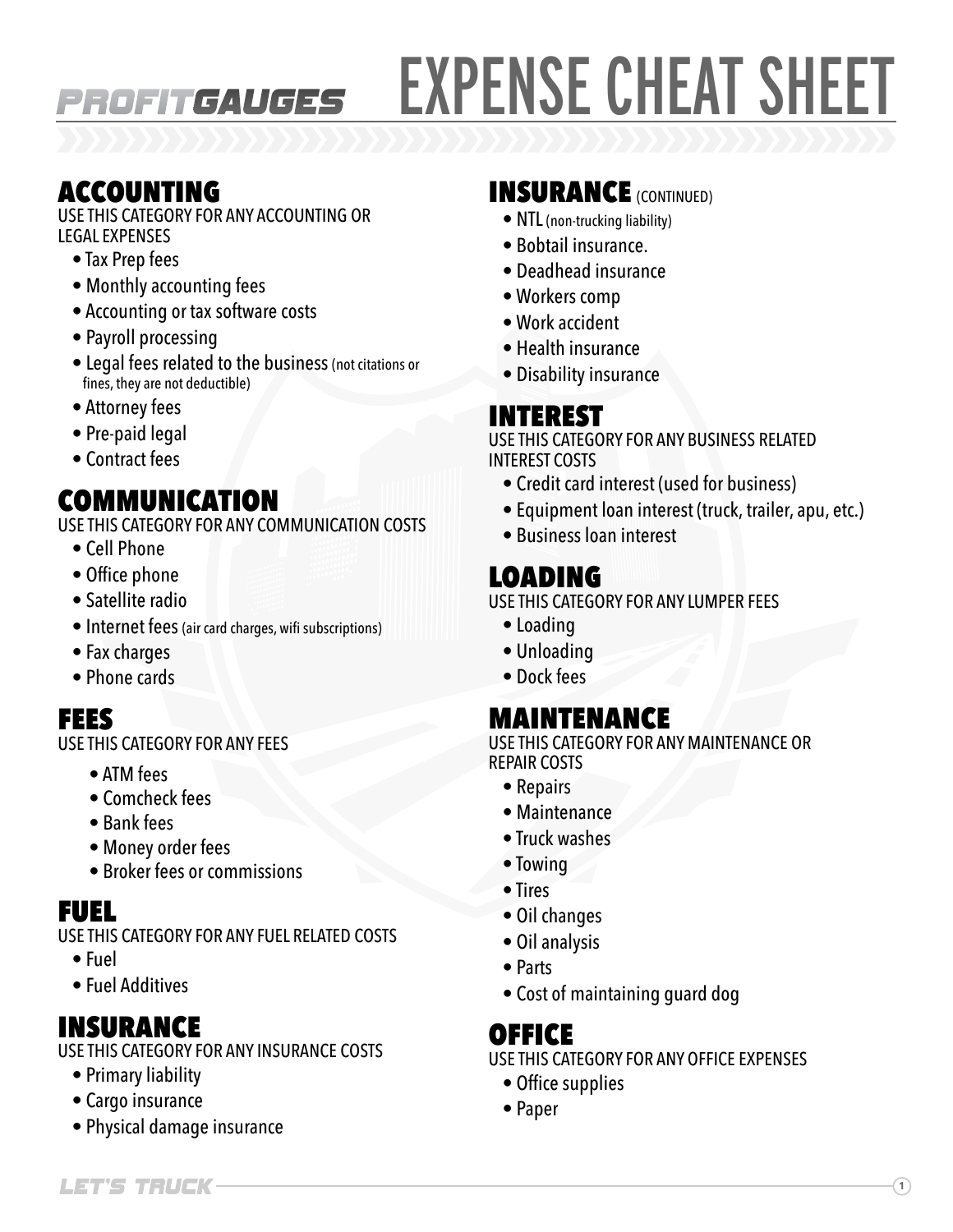# PROFITGAUGES EXPENSE CHEAT SHEET

## ACCOUNTING

USE THIS CATEGORY FOR ANY ACCOUNTING OR LEGAL EXPENSES

- Tax Prep fees
- Monthly accounting fees
- Accounting or tax software costs
- Payroll processing
- Legal fees related to the business (not citations or fines, they are not deductible)
- Attorney fees
- Pre-paid legal
- Contract fees

## COMMUNICATION

USE THIS CATEGORY FOR ANY COMMUNICATION COSTS

- Cell Phone
- Office phone
- Satellite radio
- Internet fees (air card charges, wifi subscriptions)
- Fax charges
- Phone cards

## FEES

USE THIS CATEGORY FOR ANY FEES

- ATM fees
- Comcheck fees
- Bank fees
- Money order fees
- Broker fees or commissions

## FUEL

USE THIS CATEGORY FOR ANY FUEL RELATED COSTS

- Fuel
- Fuel Additives

## INSURANCE

USE THIS CATEGORY FOR ANY INSURANCE COSTS

- Primary liability
- Cargo insurance
- Physical damage insurance

## INSURANCE (CONTINUED)

- NTL (non-trucking liability)
- Bobtail insurance.
- Deadhead insurance
- Workers comp
- Work accident
- Health insurance
- Disability insurance

## INTEREST

USE THIS CATEGORY FOR ANY BUSINESS RELATED INTEREST COSTS

- Credit card interest (used for business)
- Equipment loan interest (truck, trailer, apu, etc.)
- Business loan interest

## LOADING

USE THIS CATEGORY FOR ANY LUMPER FEES

- Loading
- Unloading
- Dock fees

## MAINTENANCE

USE THIS CATEGORY FOR ANY MAINTENANCE OR REPAIR COSTS

- Repairs
- Maintenance
- Truck washes
- Towing
- Tires
- Oil changes
- Oil analysis
- Parts
- Cost of maintaining guard dog

## OFFICE

USE THIS CATEGORY FOR ANY OFFICE EXPENSES

- Office supplies
- Paper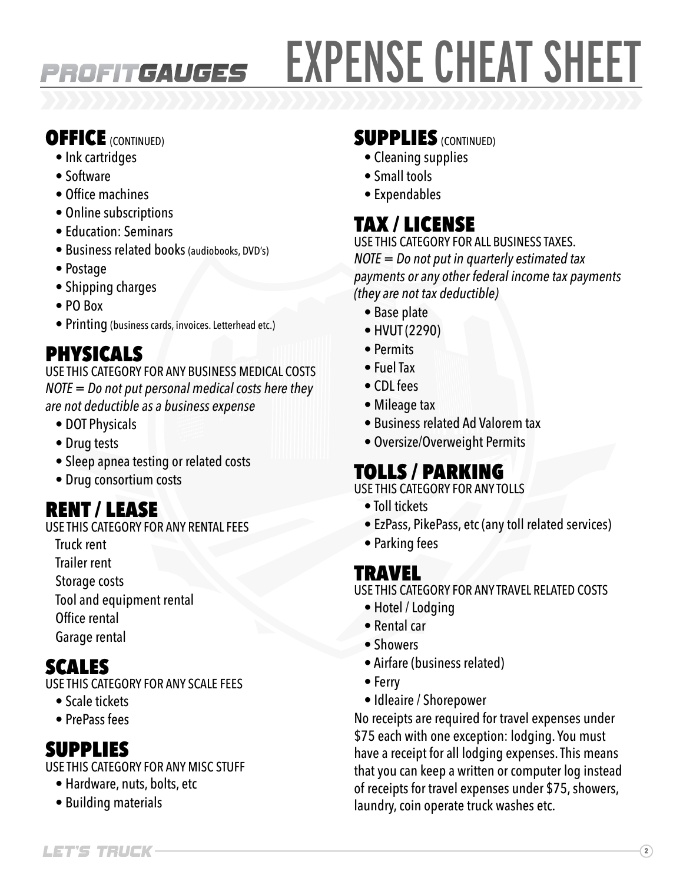# PROFITGAUGES EXPENSE CHEAT SHEET

## OFFICE (CONTINUED)

- Ink cartridges
- Software
- Office machines
- Online subscriptions
- Education: Seminars
- Business related books (audiobooks, DVD's)
- Postage
- Shipping charges
- PO Box
- Printing (business cards, invoices. Letterhead etc.)

## PHYSICALS

USE THIS CATEGORY FOR ANY BUSINESS MEDICAL COSTS

*NOTE = Do not put personal medical costs here they are not deductible as a business expense*

- DOT Physicals
- Drug tests
- Sleep apnea testing or related costs
- Drug consortium costs

## RENT / LEASE

USE THIS CATEGORY FOR ANY RENTAL FEES

Truck rent
Trailer rent
Storage costs
Tool and equipment rental
Office rental
Garage rental

## SCALES

USE THIS CATEGORY FOR ANY SCALE FEES

- Scale tickets
- PrePass fees

## SUPPLIES

USE THIS CATEGORY FOR ANY MISC STUFF

- Hardware, nuts, bolts, etc
- Building materials

## SUPPLIES (CONTINUED)

- Cleaning supplies
- Small tools
- Expendables

## TAX / LICENSE

USE THIS CATEGORY FOR ALL BUSINESS TAXES.

*NOTE = Do not put in quarterly estimated tax payments or any other federal income tax payments (they are not tax deductible)*

- Base plate
- HVUT (2290)
- Permits
- Fuel Tax
- CDL fees
- Mileage tax
- Business related Ad Valorem tax
- Oversize/Overweight Permits

## TOLLS / PARKING

USE THIS CATEGORY FOR ANY TOLLS

- Toll tickets
- EzPass, PikePass, etc (any toll related services)
- Parking fees

## TRAVEL

USE THIS CATEGORY FOR ANY TRAVEL RELATED COSTS

- Hotel / Lodging
- Rental car
- Showers
- Airfare (business related)
- Ferry
- Idleaire / Shorepower

No receipts are required for travel expenses under $75 each with one exception: lodging. You must have a receipt for all lodging expenses. This means that you can keep a written or computer log instead of receipts for travel expenses under $75, showers, laundry, coin operate truck washes etc.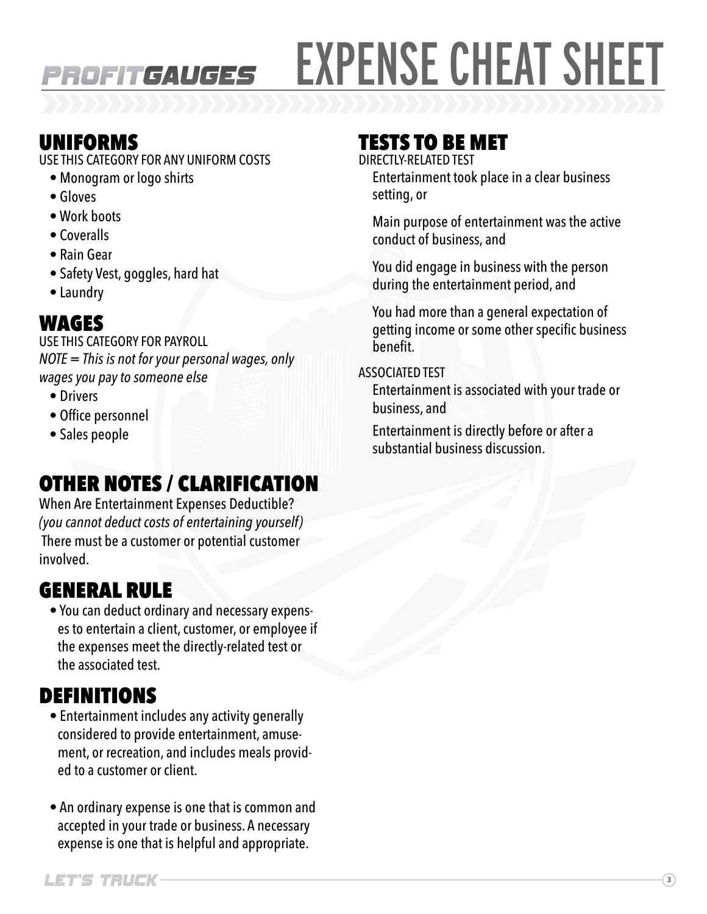# EXPENSE CHEAT SHEET

## UNIFORMS

USE THIS CATEGORY FOR ANY UNIFORM COSTS

- Monogram or logo shirts
- Gloves
- Work boots
- Coveralls
- Rain Gear
- Safety Vest, goggles, hard hat
- Laundry

## WAGES

USE THIS CATEGORY FOR PAYROLL

*NOTE = This is not for your personal wages, only wages you pay to someone else*

- Drivers
- Office personnel
- Sales people

## OTHER NOTES / CLARIFICATION

When Are Entertainment Expenses Deductible?
*(you cannot deduct costs of entertaining yourself)*
There must be a customer or potential customer involved.

## GENERAL RULE

- You can deduct ordinary and necessary expenses to entertain a client, customer, or employee if the expenses meet the directly-related test or the associated test.

## DEFINITIONS

- Entertainment includes any activity generally considered to provide entertainment, amusement, or recreation, and includes meals provided to a customer or client.

- An ordinary expense is one that is common and accepted in your trade or business. A necessary expense is one that is helpful and appropriate.

## TESTS TO BE MET

DIRECTLY-RELATED TEST

Entertainment took place in a clear business setting, or

Main purpose of entertainment was the active conduct of business, and

You did engage in business with the person during the entertainment period, and

You had more than a general expectation of getting income or some other specific business benefit.

ASSOCIATED TEST

Entertainment is associated with your trade or business, and

Entertainment is directly before or after a substantial business discussion.